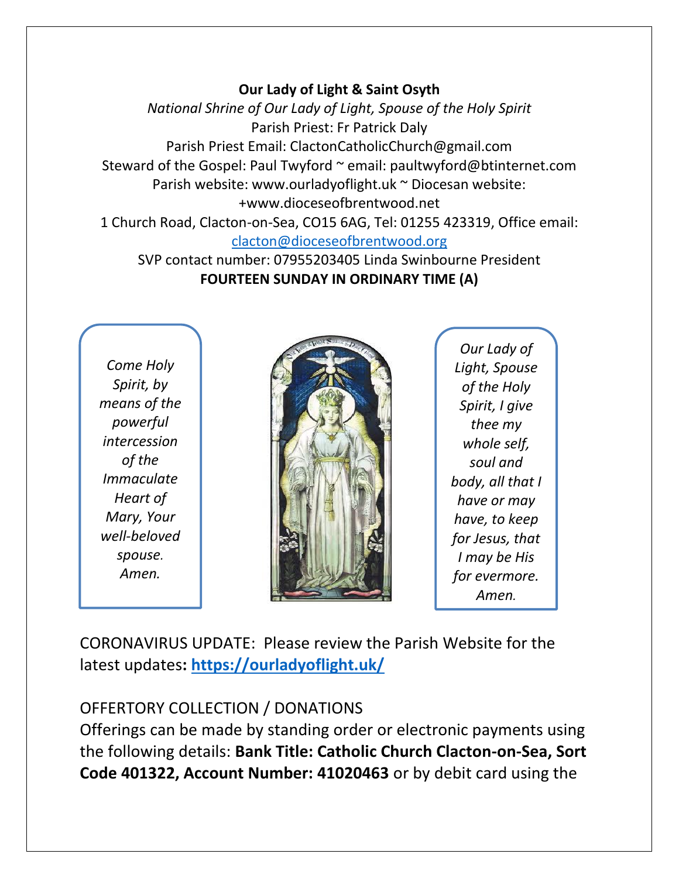**Our Lady of Light & Saint Osyth**

*National Shrine of Our Lady of Light, Spouse of the Holy Spirit*

Parish Priest: Fr Patrick Daly

Parish Priest Email: ClactonCatholicChurch@gmail.com

Steward of the Gospel: Paul Twyford ~ email: paultwyford@btinternet.com

Parish website: www.ourladyoflight.uk ~ Diocesan website: +www.dioceseofbrentwood.net

1 Church Road, Clacton-on-Sea, CO15 6AG, Tel: 01255 423319, Office email: clacton@dioceseofbrentwood.org

SVP contact number: 07955203405 Linda Swinbourne President

**FOURTEEN SUNDAY IN ORDINARY TIME (A)**

*Come Holy Spirit, by means of the powerful intercession of the Immaculate Heart of Mary, Your well-beloved spouse. Amen.*

*Our Lady of Light, Spouse of the Holy Spirit, I give thee my whole self, soul and body, all that I have or may have, to keep for Jesus, that I may be His for evermore. Amen.*

CORONAVIRUS UPDATE: Please review the Parish Website for the latest updates**: https://ourladyoflight.uk/**

OFFERTORY COLLECTION / DONATIONS

Offerings can be made by standing order or electronic payments using the following details: **Bank Title: Catholic Church Clacton-on-Sea, Sort Code 401322, Account Number: 41020463** or by debit card using the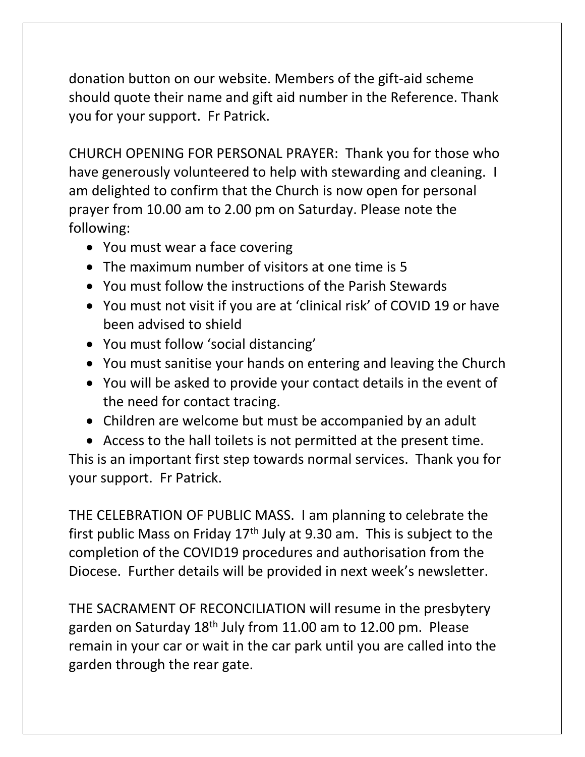donation button on our website. Members of the gift-aid scheme should quote their name and gift aid number in the Reference. Thank you for your support. Fr Patrick.

CHURCH OPENING FOR PERSONAL PRAYER: Thank you for those who have generously volunteered to help with stewarding and cleaning. I am delighted to confirm that the Church is now open for personal prayer from 10.00 am to 2.00 pm on Saturday. Please note the following:

- You must wear a face covering
- The maximum number of visitors at one time is 5
- You must follow the instructions of the Parish Stewards
- You must not visit if you are at 'clinical risk' of COVID 19 or have been advised to shield
- You must follow 'social distancing'
- You must sanitise your hands on entering and leaving the Church
- You will be asked to provide your contact details in the event of the need for contact tracing.
- Children are welcome but must be accompanied by an adult
- Access to the hall toilets is not permitted at the present time.

This is an important first step towards normal services. Thank you for your support. Fr Patrick.

THE CELEBRATION OF PUBLIC MASS. I am planning to celebrate the first public Mass on Friday 17th July at 9.30 am. This is subject to the completion of the COVID19 procedures and authorisation from the Diocese. Further details will be provided in next week's newsletter.

THE SACRAMENT OF RECONCILIATION will resume in the presbytery garden on Saturday 18th July from 11.00 am to 12.00 pm. Please remain in your car or wait in the car park until you are called into the garden through the rear gate.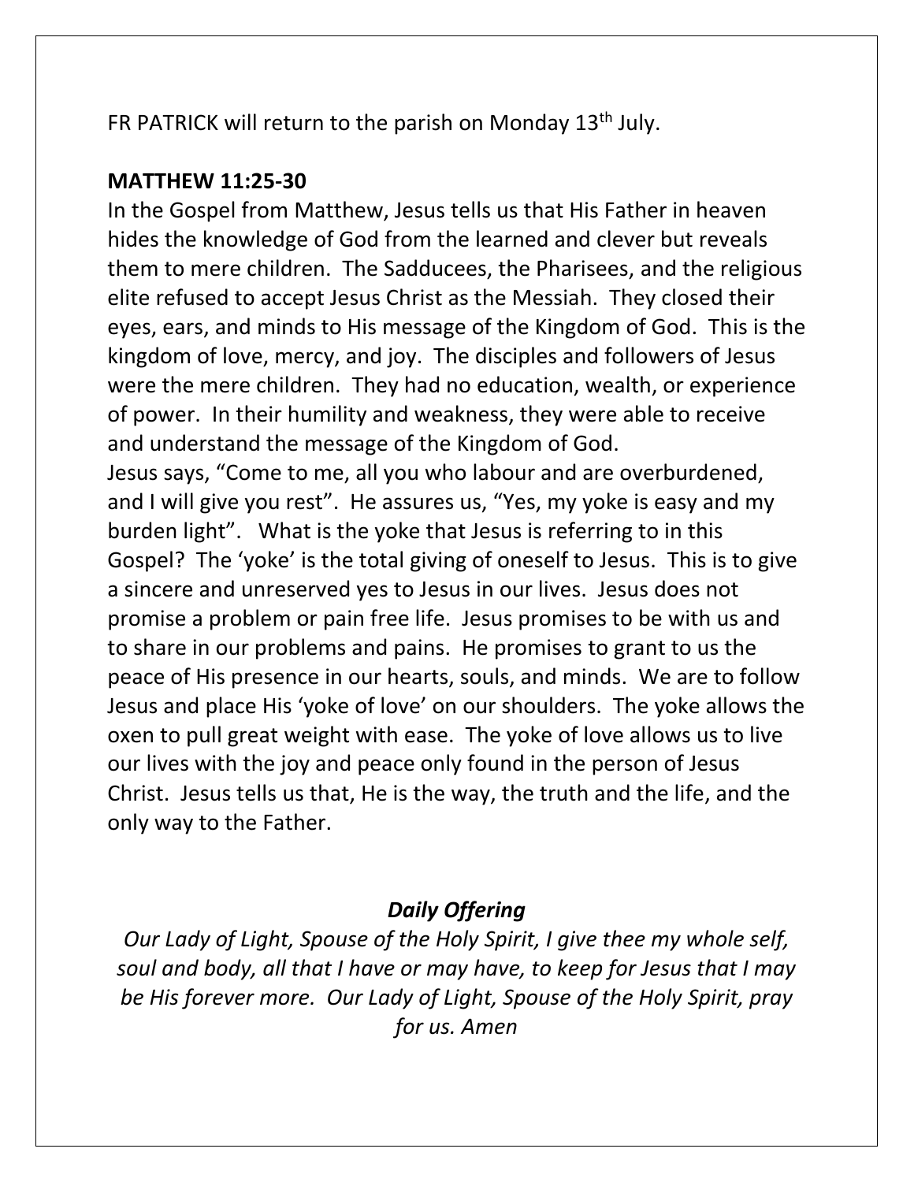FR PATRICK will return to the parish on Monday 13th July.

**MATTHEW 11:25-30**

In the Gospel from Matthew, Jesus tells us that His Father in heaven hides the knowledge of God from the learned and clever but reveals them to mere children. The Sadducees, the Pharisees, and the religious elite refused to accept Jesus Christ as the Messiah. They closed their eyes, ears, and minds to His message of the Kingdom of God. This is the kingdom of love, mercy, and joy. The disciples and followers of Jesus were the mere children. They had no education, wealth, or experience of power. In their humility and weakness, they were able to receive and understand the message of the Kingdom of God.

Jesus says, "Come to me, all you who labour and are overburdened, and I will give you rest". He assures us, "Yes, my yoke is easy and my burden light". What is the yoke that Jesus is referring to in this Gospel? The 'yoke' is the total giving of oneself to Jesus. This is to give a sincere and unreserved yes to Jesus in our lives. Jesus does not promise a problem or pain free life. Jesus promises to be with us and to share in our problems and pains. He promises to grant to us the peace of His presence in our hearts, souls, and minds. We are to follow Jesus and place His 'yoke of love' on our shoulders. The yoke allows the oxen to pull great weight with ease. The yoke of love allows us to live our lives with the joy and peace only found in the person of Jesus Christ. Jesus tells us that, He is the way, the truth and the life, and the only way to the Father.

***Daily Offering***

*Our Lady of Light, Spouse of the Holy Spirit, I give thee my whole self, soul and body, all that I have or may have, to keep for Jesus that I may be His forever more. Our Lady of Light, Spouse of the Holy Spirit, pray for us. Amen*